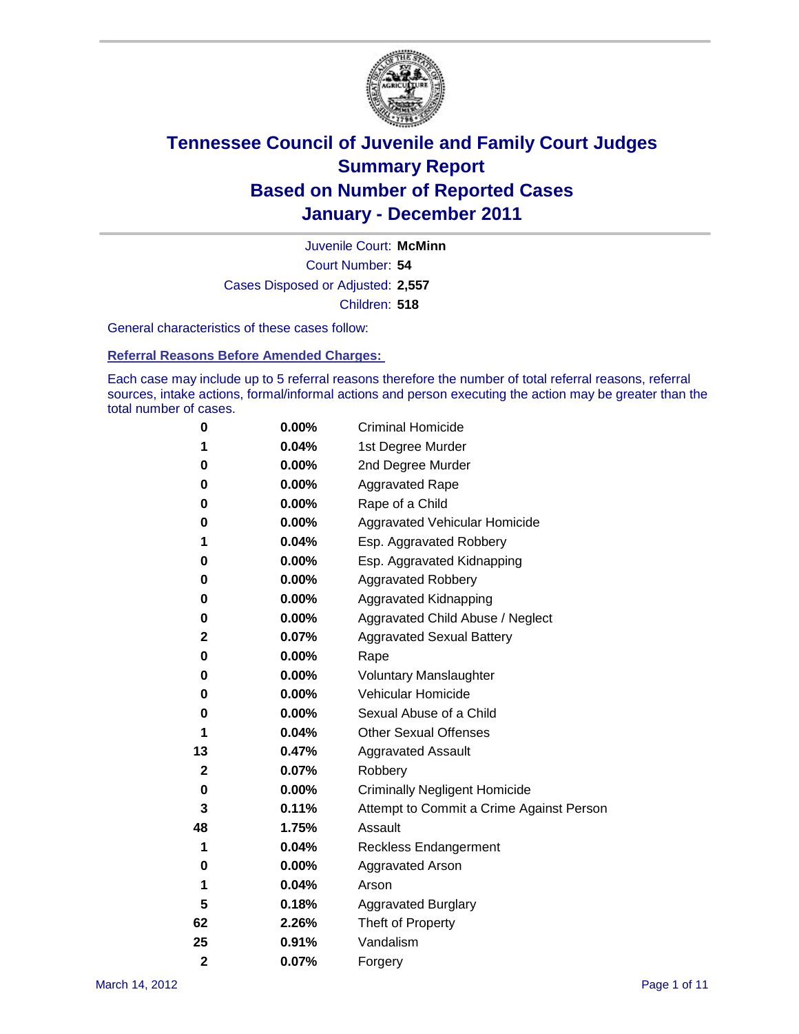# Tennessee Council of Juvenile and Family Court Judges
## Summary Report
## Based on Number of Reported Cases
## January - December 2011

Juvenile Court: **McMinn**

Court Number: **54**

Cases Disposed or Adjusted: **2,557**

Children: **518**

General characteristics of these cases follow:

### Referral Reasons Before Amended Charges:

Each case may include up to 5 referral reasons therefore the number of total referral reasons, referral sources, intake actions, formal/informal actions and person executing the action may be greater than the total number of cases.

| Count | Percent | Referral Reason |
|---|---|---|
| 0 | 0.00% | Criminal Homicide |
| 1 | 0.04% | 1st Degree Murder |
| 0 | 0.00% | 2nd Degree Murder |
| 0 | 0.00% | Aggravated Rape |
| 0 | 0.00% | Rape of a Child |
| 0 | 0.00% | Aggravated Vehicular Homicide |
| 1 | 0.04% | Esp. Aggravated Robbery |
| 0 | 0.00% | Esp. Aggravated Kidnapping |
| 0 | 0.00% | Aggravated Robbery |
| 0 | 0.00% | Aggravated Kidnapping |
| 0 | 0.00% | Aggravated Child Abuse / Neglect |
| 2 | 0.07% | Aggravated Sexual Battery |
| 0 | 0.00% | Rape |
| 0 | 0.00% | Voluntary Manslaughter |
| 0 | 0.00% | Vehicular Homicide |
| 0 | 0.00% | Sexual Abuse of a Child |
| 1 | 0.04% | Other Sexual Offenses |
| 13 | 0.47% | Aggravated Assault |
| 2 | 0.07% | Robbery |
| 0 | 0.00% | Criminally Negligent Homicide |
| 3 | 0.11% | Attempt to Commit a Crime Against Person |
| 48 | 1.75% | Assault |
| 1 | 0.04% | Reckless Endangerment |
| 0 | 0.00% | Aggravated Arson |
| 1 | 0.04% | Arson |
| 5 | 0.18% | Aggravated Burglary |
| 62 | 2.26% | Theft of Property |
| 25 | 0.91% | Vandalism |
| 2 | 0.07% | Forgery |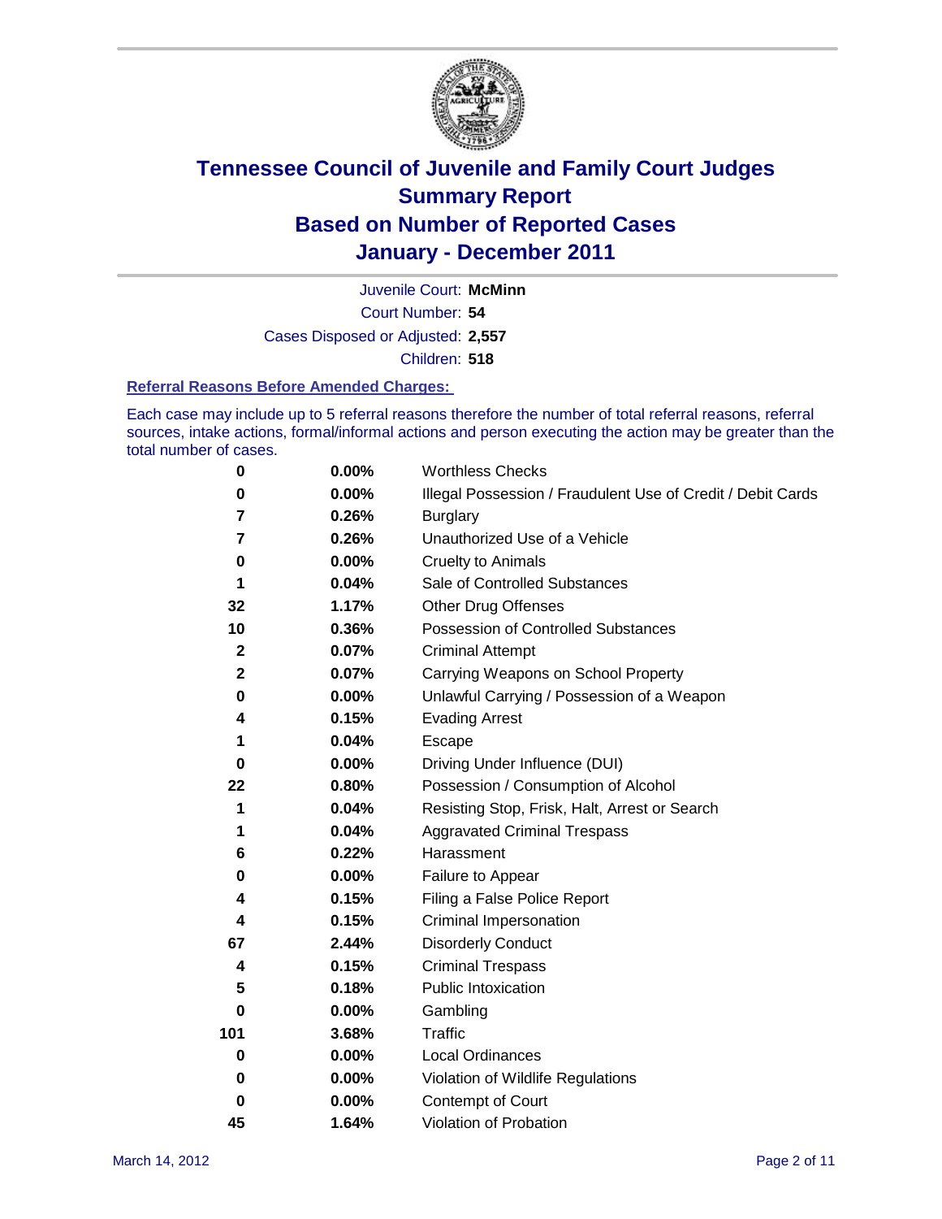# Tennessee Council of Juvenile and Family Court Judges
# Summary Report
# Based on Number of Reported Cases
# January - December 2011

Juvenile Court: **McMinn**

Court Number: **54**

Cases Disposed or Adjusted: **2,557**

Children: **518**

### Referral Reasons Before Amended Charges:

Each case may include up to 5 referral reasons therefore the number of total referral reasons, referral sources, intake actions, formal/informal actions and person executing the action may be greater than the total number of cases.

| | | |
|---|---|---|
| 0 | 0.00% | Worthless Checks |
| 0 | 0.00% | Illegal Possession / Fraudulent Use of Credit / Debit Cards |
| 7 | 0.26% | Burglary |
| 7 | 0.26% | Unauthorized Use of a Vehicle |
| 0 | 0.00% | Cruelty to Animals |
| 1 | 0.04% | Sale of Controlled Substances |
| 32 | 1.17% | Other Drug Offenses |
| 10 | 0.36% | Possession of Controlled Substances |
| 2 | 0.07% | Criminal Attempt |
| 2 | 0.07% | Carrying Weapons on School Property |
| 0 | 0.00% | Unlawful Carrying / Possession of a Weapon |
| 4 | 0.15% | Evading Arrest |
| 1 | 0.04% | Escape |
| 0 | 0.00% | Driving Under Influence (DUI) |
| 22 | 0.80% | Possession / Consumption of Alcohol |
| 1 | 0.04% | Resisting Stop, Frisk, Halt, Arrest or Search |
| 1 | 0.04% | Aggravated Criminal Trespass |
| 6 | 0.22% | Harassment |
| 0 | 0.00% | Failure to Appear |
| 4 | 0.15% | Filing a False Police Report |
| 4 | 0.15% | Criminal Impersonation |
| 67 | 2.44% | Disorderly Conduct |
| 4 | 0.15% | Criminal Trespass |
| 5 | 0.18% | Public Intoxication |
| 0 | 0.00% | Gambling |
| 101 | 3.68% | Traffic |
| 0 | 0.00% | Local Ordinances |
| 0 | 0.00% | Violation of Wildlife Regulations |
| 0 | 0.00% | Contempt of Court |
| 45 | 1.64% | Violation of Probation |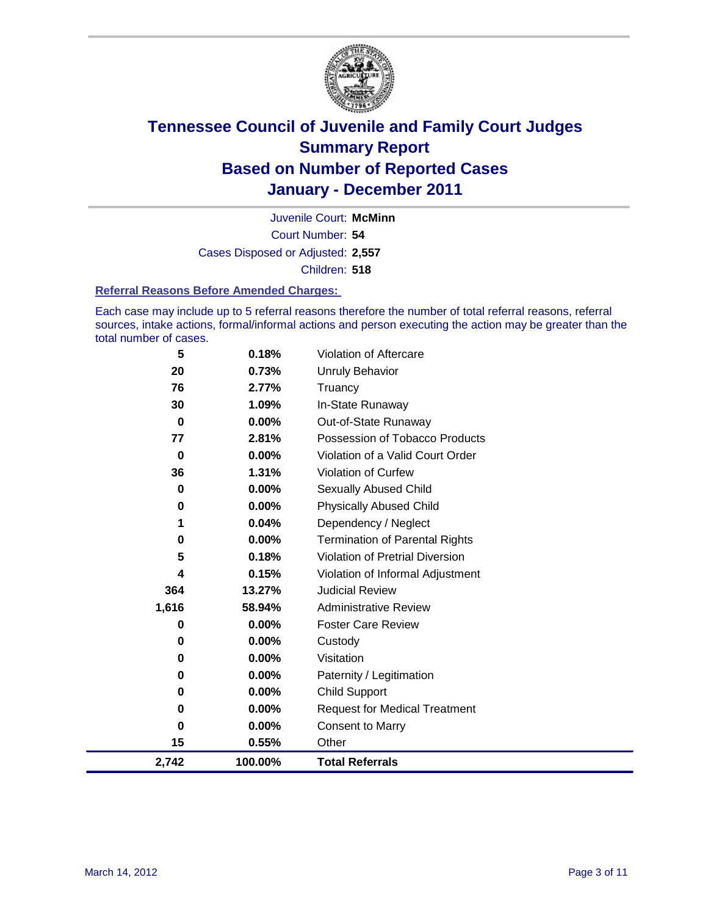# Tennessee Council of Juvenile and Family Court Judges
## Summary Report
## Based on Number of Reported Cases
## January - December 2011

Juvenile Court: **McMinn**
Court Number: **54**
Cases Disposed or Adjusted: **2,557**
Children: **518**

### Referral Reasons Before Amended Charges:

Each case may include up to 5 referral reasons therefore the number of total referral reasons, referral sources, intake actions, formal/informal actions and person executing the action may be greater than the total number of cases.

| | | |
|---|---|---|
| 5 | 0.18% | Violation of Aftercare |
| 20 | 0.73% | Unruly Behavior |
| 76 | 2.77% | Truancy |
| 30 | 1.09% | In-State Runaway |
| 0 | 0.00% | Out-of-State Runaway |
| 77 | 2.81% | Possession of Tobacco Products |
| 0 | 0.00% | Violation of a Valid Court Order |
| 36 | 1.31% | Violation of Curfew |
| 0 | 0.00% | Sexually Abused Child |
| 0 | 0.00% | Physically Abused Child |
| 1 | 0.04% | Dependency / Neglect |
| 0 | 0.00% | Termination of Parental Rights |
| 5 | 0.18% | Violation of Pretrial Diversion |
| 4 | 0.15% | Violation of Informal Adjustment |
| 364 | 13.27% | Judicial Review |
| 1,616 | 58.94% | Administrative Review |
| 0 | 0.00% | Foster Care Review |
| 0 | 0.00% | Custody |
| 0 | 0.00% | Visitation |
| 0 | 0.00% | Paternity / Legitimation |
| 0 | 0.00% | Child Support |
| 0 | 0.00% | Request for Medical Treatment |
| 0 | 0.00% | Consent to Marry |
| 15 | 0.55% | Other |
| **2,742** | **100.00%** | **Total Referrals** |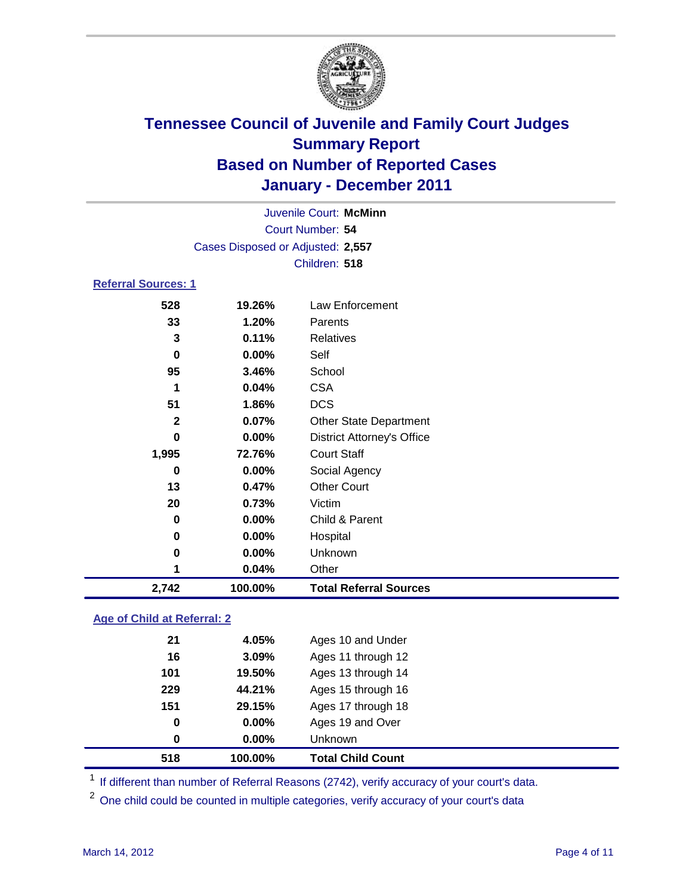# Tennessee Council of Juvenile and Family Court Judges
## Summary Report
## Based on Number of Reported Cases
## January - December 2011

Juvenile Court: **McMinn**
Court Number: **54**
Cases Disposed or Adjusted: **2,557**
Children: **518**

### Referral Sources: 1

| | | |
|---|---|---|
| 528 | 19.26% | Law Enforcement |
| 33 | 1.20% | Parents |
| 3 | 0.11% | Relatives |
| 0 | 0.00% | Self |
| 95 | 3.46% | School |
| 1 | 0.04% | CSA |
| 51 | 1.86% | DCS |
| 2 | 0.07% | Other State Department |
| 0 | 0.00% | District Attorney's Office |
| 1,995 | 72.76% | Court Staff |
| 0 | 0.00% | Social Agency |
| 13 | 0.47% | Other Court |
| 20 | 0.73% | Victim |
| 0 | 0.00% | Child & Parent |
| 0 | 0.00% | Hospital |
| 0 | 0.00% | Unknown |
| 1 | 0.04% | Other |
| **2,742** | **100.00%** | **Total Referral Sources** |

### Age of Child at Referral: 2

| | | |
|---|---|---|
| 21 | 4.05% | Ages 10 and Under |
| 16 | 3.09% | Ages 11 through 12 |
| 101 | 19.50% | Ages 13 through 14 |
| 229 | 44.21% | Ages 15 through 16 |
| 151 | 29.15% | Ages 17 through 18 |
| 0 | 0.00% | Ages 19 and Over |
| 0 | 0.00% | Unknown |
| **518** | **100.00%** | **Total Child Count** |

[1] If different than number of Referral Reasons (2742), verify accuracy of your court's data.

[2] One child could be counted in multiple categories, verify accuracy of your court's data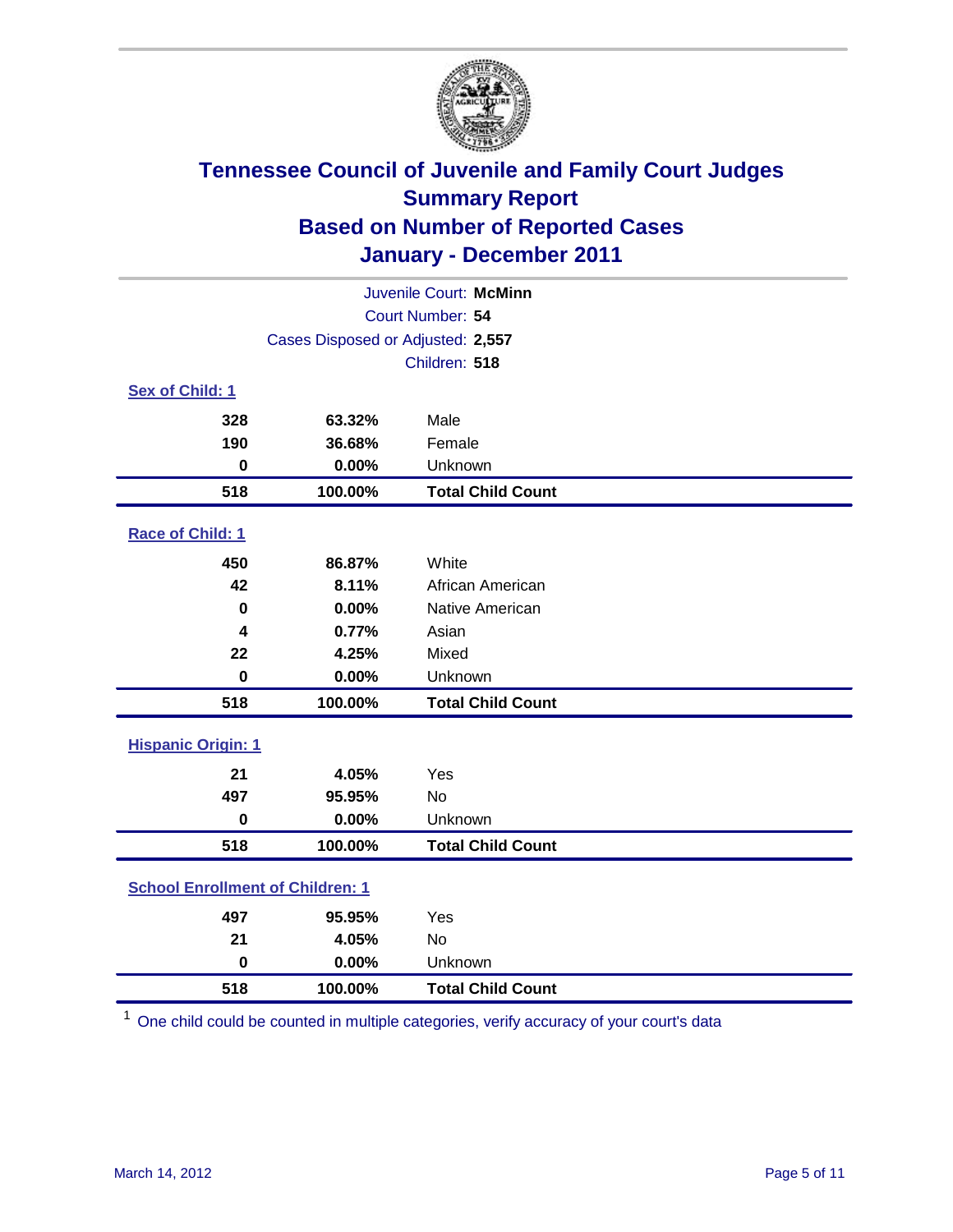# Tennessee Council of Juvenile and Family Court Judges
## Summary Report
## Based on Number of Reported Cases
## January - December 2011

Juvenile Court: **McMinn**
Court Number: **54**
Cases Disposed or Adjusted: **2,557**
Children: **518**

### Sex of Child: 1

| Count | Percent | Category |
|---|---|---|
| 328 | 63.32% | Male |
| 190 | 36.68% | Female |
| 0 | 0.00% | Unknown |
| **518** | **100.00%** | **Total Child Count** |

### Race of Child: 1

| Count | Percent | Category |
|---|---|---|
| 450 | 86.87% | White |
| 42 | 8.11% | African American |
| 0 | 0.00% | Native American |
| 4 | 0.77% | Asian |
| 22 | 4.25% | Mixed |
| 0 | 0.00% | Unknown |
| **518** | **100.00%** | **Total Child Count** |

### Hispanic Origin: 1

| Count | Percent | Category |
|---|---|---|
| 21 | 4.05% | Yes |
| 497 | 95.95% | No |
| 0 | 0.00% | Unknown |
| **518** | **100.00%** | **Total Child Count** |

### School Enrollment of Children: 1

| Count | Percent | Category |
|---|---|---|
| 497 | 95.95% | Yes |
| 21 | 4.05% | No |
| 0 | 0.00% | Unknown |
| **518** | **100.00%** | **Total Child Count** |

[1] One child could be counted in multiple categories, verify accuracy of your court's data

March 14, 2012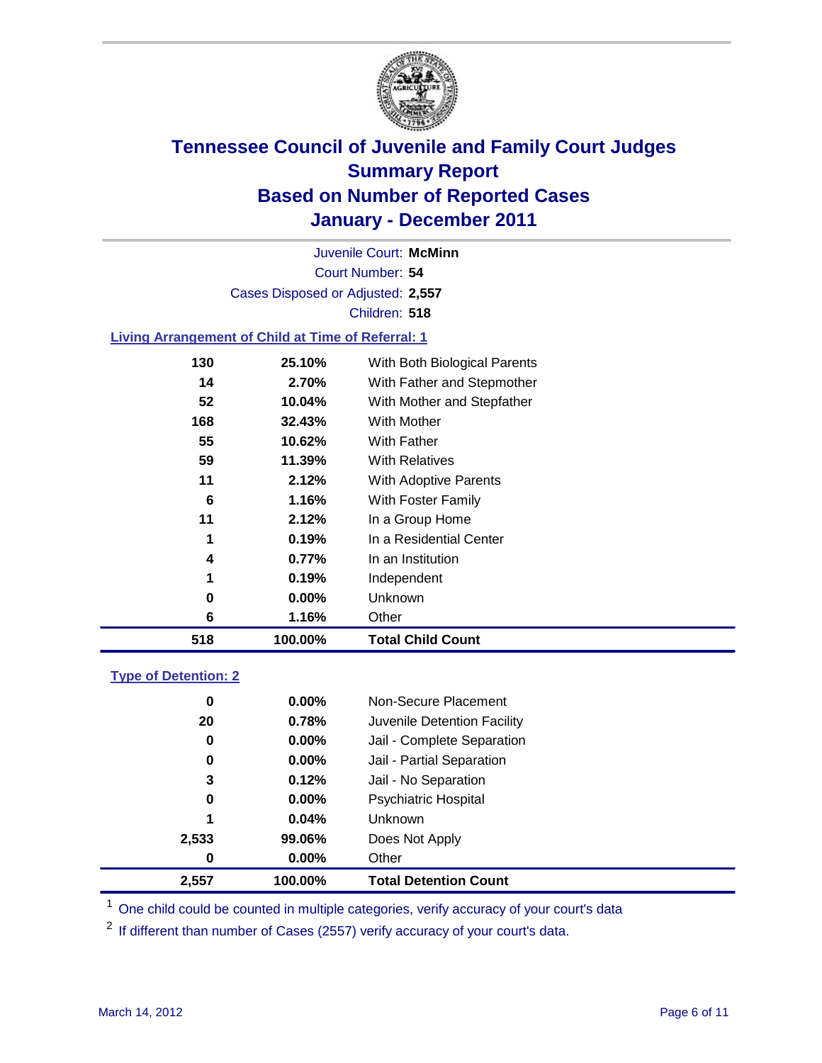# Tennessee Council of Juvenile and Family Court Judges
## Summary Report
## Based on Number of Reported Cases
## January - December 2011

Juvenile Court: **McMinn**

Court Number: **54**

Cases Disposed or Adjusted: **2,557**

Children: **518**

### Living Arrangement of Child at Time of Referral: 1

| Count | Percent | Category |
|---|---|---|
| 130 | 25.10% | With Both Biological Parents |
| 14 | 2.70% | With Father and Stepmother |
| 52 | 10.04% | With Mother and Stepfather |
| 168 | 32.43% | With Mother |
| 55 | 10.62% | With Father |
| 59 | 11.39% | With Relatives |
| 11 | 2.12% | With Adoptive Parents |
| 6 | 1.16% | With Foster Family |
| 11 | 2.12% | In a Group Home |
| 1 | 0.19% | In a Residential Center |
| 4 | 0.77% | In an Institution |
| 1 | 0.19% | Independent |
| 0 | 0.00% | Unknown |
| 6 | 1.16% | Other |
| **518** | **100.00%** | **Total Child Count** |

### Type of Detention: 2

| Count | Percent | Category |
|---|---|---|
| 0 | 0.00% | Non-Secure Placement |
| 20 | 0.78% | Juvenile Detention Facility |
| 0 | 0.00% | Jail - Complete Separation |
| 0 | 0.00% | Jail - Partial Separation |
| 3 | 0.12% | Jail - No Separation |
| 0 | 0.00% | Psychiatric Hospital |
| 1 | 0.04% | Unknown |
| 2,533 | 99.06% | Does Not Apply |
| 0 | 0.00% | Other |
| **2,557** | **100.00%** | **Total Detention Count** |

[1] One child could be counted in multiple categories, verify accuracy of your court's data

[2] If different than number of Cases (2557) verify accuracy of your court's data.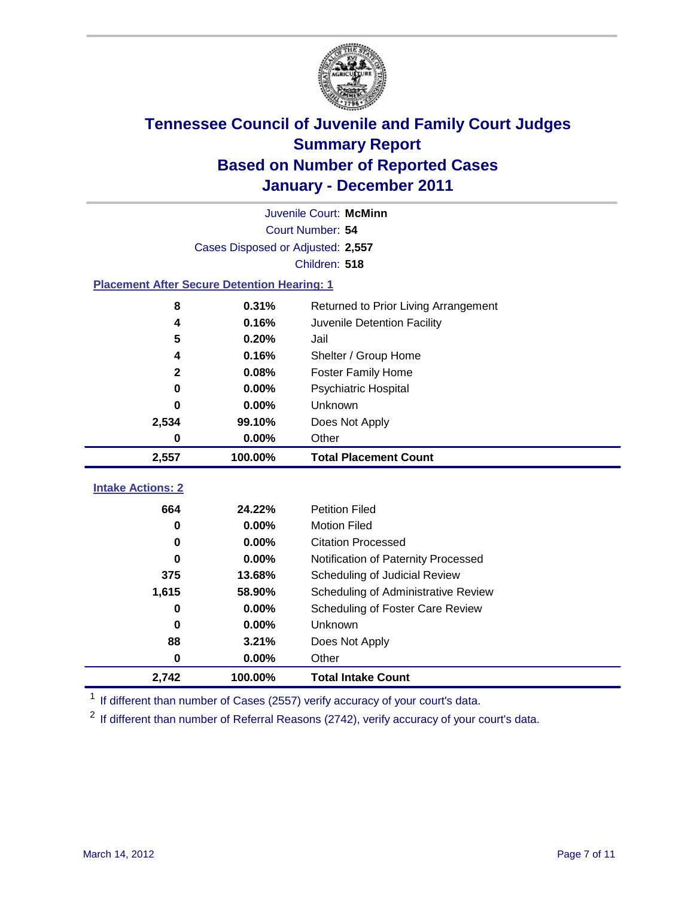# Tennessee Council of Juvenile and Family Court Judges
## Summary Report
## Based on Number of Reported Cases
## January - December 2011

Juvenile Court: **McMinn**
Court Number: **54**
Cases Disposed or Adjusted: **2,557**
Children: **518**

### Placement After Secure Detention Hearing: 1

| | | |
|---|---|---|
| 8 | 0.31% | Returned to Prior Living Arrangement |
| 4 | 0.16% | Juvenile Detention Facility |
| 5 | 0.20% | Jail |
| 4 | 0.16% | Shelter / Group Home |
| 2 | 0.08% | Foster Family Home |
| 0 | 0.00% | Psychiatric Hospital |
| 0 | 0.00% | Unknown |
| 2,534 | 99.10% | Does Not Apply |
| 0 | 0.00% | Other |
| **2,557** | **100.00%** | **Total Placement Count** |

### Intake Actions: 2

| | | |
|---|---|---|
| 664 | 24.22% | Petition Filed |
| 0 | 0.00% | Motion Filed |
| 0 | 0.00% | Citation Processed |
| 0 | 0.00% | Notification of Paternity Processed |
| 375 | 13.68% | Scheduling of Judicial Review |
| 1,615 | 58.90% | Scheduling of Administrative Review |
| 0 | 0.00% | Scheduling of Foster Care Review |
| 0 | 0.00% | Unknown |
| 88 | 3.21% | Does Not Apply |
| 0 | 0.00% | Other |
| **2,742** | **100.00%** | **Total Intake Count** |

[1] If different than number of Cases (2557) verify accuracy of your court's data.

[2] If different than number of Referral Reasons (2742), verify accuracy of your court's data.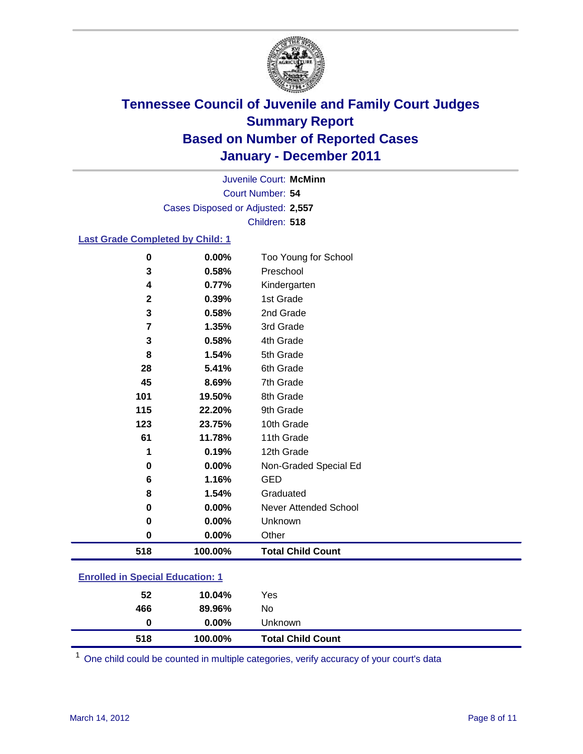# Tennessee Council of Juvenile and Family Court Judges
## Summary Report
## Based on Number of Reported Cases
## January - December 2011

Juvenile Court: **McMinn**

Court Number: **54**

Cases Disposed or Adjusted: **2,557**

Children: **518**

### Last Grade Completed by Child: 1

| Count | Percent | Category |
|---|---|---|
| 0 | 0.00% | Too Young for School |
| 3 | 0.58% | Preschool |
| 4 | 0.77% | Kindergarten |
| 2 | 0.39% | 1st Grade |
| 3 | 0.58% | 2nd Grade |
| 7 | 1.35% | 3rd Grade |
| 3 | 0.58% | 4th Grade |
| 8 | 1.54% | 5th Grade |
| 28 | 5.41% | 6th Grade |
| 45 | 8.69% | 7th Grade |
| 101 | 19.50% | 8th Grade |
| 115 | 22.20% | 9th Grade |
| 123 | 23.75% | 10th Grade |
| 61 | 11.78% | 11th Grade |
| 1 | 0.19% | 12th Grade |
| 0 | 0.00% | Non-Graded Special Ed |
| 6 | 1.16% | GED |
| 8 | 1.54% | Graduated |
| 0 | 0.00% | Never Attended School |
| 0 | 0.00% | Unknown |
| 0 | 0.00% | Other |
| **518** | **100.00%** | **Total Child Count** |

### Enrolled in Special Education: 1

| Count | Percent | Category |
|---|---|---|
| 52 | 10.04% | Yes |
| 466 | 89.96% | No |
| 0 | 0.00% | Unknown |
| **518** | **100.00%** | **Total Child Count** |

[1] One child could be counted in multiple categories, verify accuracy of your court's data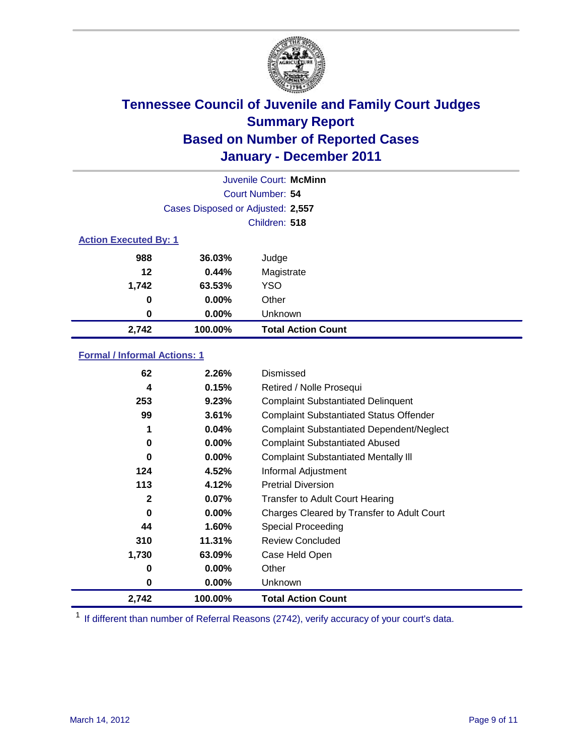# Tennessee Council of Juvenile and Family Court Judges
# Summary Report
# Based on Number of Reported Cases
# January - December 2011

Juvenile Court: **McMinn**

Court Number: **54**

Cases Disposed or Adjusted: **2,557**

Children: **518**

### Action Executed By: 1

| | | |
|---|---|---|
| 988 | 36.03% | Judge |
| 12 | 0.44% | Magistrate |
| 1,742 | 63.53% | YSO |
| 0 | 0.00% | Other |
| 0 | 0.00% | Unknown |
| **2,742** | **100.00%** | **Total Action Count** |

### Formal / Informal Actions: 1

| | | |
|---|---|---|
| 62 | 2.26% | Dismissed |
| 4 | 0.15% | Retired / Nolle Prosequi |
| 253 | 9.23% | Complaint Substantiated Delinquent |
| 99 | 3.61% | Complaint Substantiated Status Offender |
| 1 | 0.04% | Complaint Substantiated Dependent/Neglect |
| 0 | 0.00% | Complaint Substantiated Abused |
| 0 | 0.00% | Complaint Substantiated Mentally Ill |
| 124 | 4.52% | Informal Adjustment |
| 113 | 4.12% | Pretrial Diversion |
| 2 | 0.07% | Transfer to Adult Court Hearing |
| 0 | 0.00% | Charges Cleared by Transfer to Adult Court |
| 44 | 1.60% | Special Proceeding |
| 310 | 11.31% | Review Concluded |
| 1,730 | 63.09% | Case Held Open |
| 0 | 0.00% | Other |
| 0 | 0.00% | Unknown |
| **2,742** | **100.00%** | **Total Action Count** |

[1] If different than number of Referral Reasons (2742), verify accuracy of your court's data.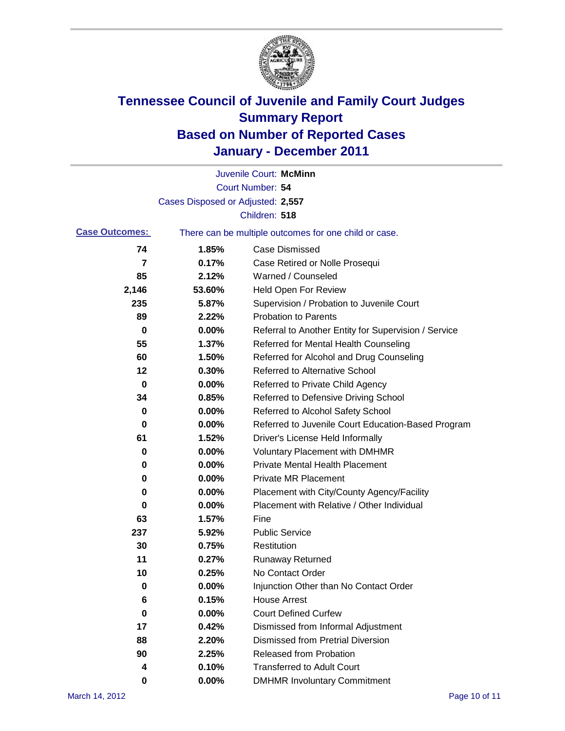# Tennessee Council of Juvenile and Family Court Judges
## Summary Report
## Based on Number of Reported Cases
## January - December 2011

Juvenile Court: **McMinn**

Court Number: **54**

Cases Disposed or Adjusted: **2,557**

Children: **518**

**Case Outcomes:** There can be multiple outcomes for one child or case.

| | | |
|---|---|---|
| 74 | 1.85% | Case Dismissed |
| 7 | 0.17% | Case Retired or Nolle Prosequi |
| 85 | 2.12% | Warned / Counseled |
| 2,146 | 53.60% | Held Open For Review |
| 235 | 5.87% | Supervision / Probation to Juvenile Court |
| 89 | 2.22% | Probation to Parents |
| 0 | 0.00% | Referral to Another Entity for Supervision / Service |
| 55 | 1.37% | Referred for Mental Health Counseling |
| 60 | 1.50% | Referred for Alcohol and Drug Counseling |
| 12 | 0.30% | Referred to Alternative School |
| 0 | 0.00% | Referred to Private Child Agency |
| 34 | 0.85% | Referred to Defensive Driving School |
| 0 | 0.00% | Referred to Alcohol Safety School |
| 0 | 0.00% | Referred to Juvenile Court Education-Based Program |
| 61 | 1.52% | Driver's License Held Informally |
| 0 | 0.00% | Voluntary Placement with DMHMR |
| 0 | 0.00% | Private Mental Health Placement |
| 0 | 0.00% | Private MR Placement |
| 0 | 0.00% | Placement with City/County Agency/Facility |
| 0 | 0.00% | Placement with Relative / Other Individual |
| 63 | 1.57% | Fine |
| 237 | 5.92% | Public Service |
| 30 | 0.75% | Restitution |
| 11 | 0.27% | Runaway Returned |
| 10 | 0.25% | No Contact Order |
| 0 | 0.00% | Injunction Other than No Contact Order |
| 6 | 0.15% | House Arrest |
| 0 | 0.00% | Court Defined Curfew |
| 17 | 0.42% | Dismissed from Informal Adjustment |
| 88 | 2.20% | Dismissed from Pretrial Diversion |
| 90 | 2.25% | Released from Probation |
| 4 | 0.10% | Transferred to Adult Court |
| 0 | 0.00% | DMHMR Involuntary Commitment |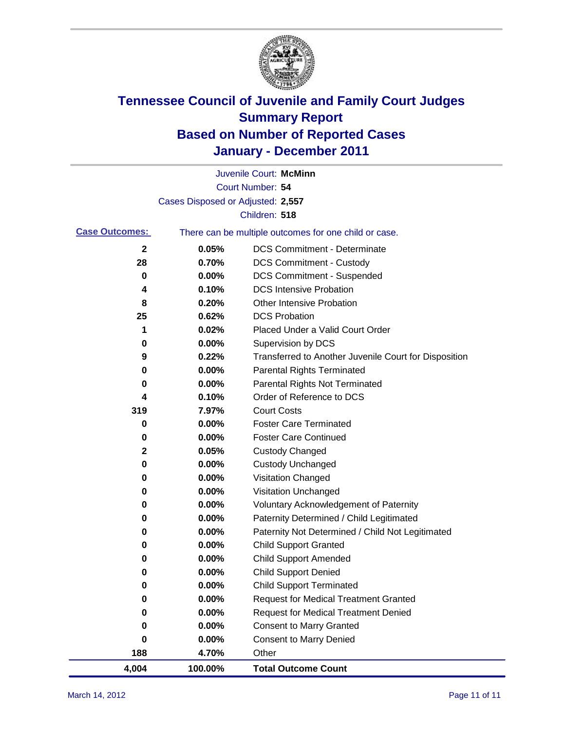# Tennessee Council of Juvenile and Family Court Judges
## Summary Report
## Based on Number of Reported Cases
## January - December 2011

Juvenile Court: **McMinn**

Court Number: **54**

Cases Disposed or Adjusted: **2,557**

Children: **518**

**Case Outcomes:** There can be multiple outcomes for one child or case.

| | | |
|---|---|---|
| 2 | 0.05% | DCS Commitment - Determinate |
| 28 | 0.70% | DCS Commitment - Custody |
| 0 | 0.00% | DCS Commitment - Suspended |
| 4 | 0.10% | DCS Intensive Probation |
| 8 | 0.20% | Other Intensive Probation |
| 25 | 0.62% | DCS Probation |
| 1 | 0.02% | Placed Under a Valid Court Order |
| 0 | 0.00% | Supervision by DCS |
| 9 | 0.22% | Transferred to Another Juvenile Court for Disposition |
| 0 | 0.00% | Parental Rights Terminated |
| 0 | 0.00% | Parental Rights Not Terminated |
| 4 | 0.10% | Order of Reference to DCS |
| 319 | 7.97% | Court Costs |
| 0 | 0.00% | Foster Care Terminated |
| 0 | 0.00% | Foster Care Continued |
| 2 | 0.05% | Custody Changed |
| 0 | 0.00% | Custody Unchanged |
| 0 | 0.00% | Visitation Changed |
| 0 | 0.00% | Visitation Unchanged |
| 0 | 0.00% | Voluntary Acknowledgement of Paternity |
| 0 | 0.00% | Paternity Determined / Child Legitimated |
| 0 | 0.00% | Paternity Not Determined / Child Not Legitimated |
| 0 | 0.00% | Child Support Granted |
| 0 | 0.00% | Child Support Amended |
| 0 | 0.00% | Child Support Denied |
| 0 | 0.00% | Child Support Terminated |
| 0 | 0.00% | Request for Medical Treatment Granted |
| 0 | 0.00% | Request for Medical Treatment Denied |
| 0 | 0.00% | Consent to Marry Granted |
| 0 | 0.00% | Consent to Marry Denied |
| 188 | 4.70% | Other |
| **4,004** | **100.00%** | **Total Outcome Count** |